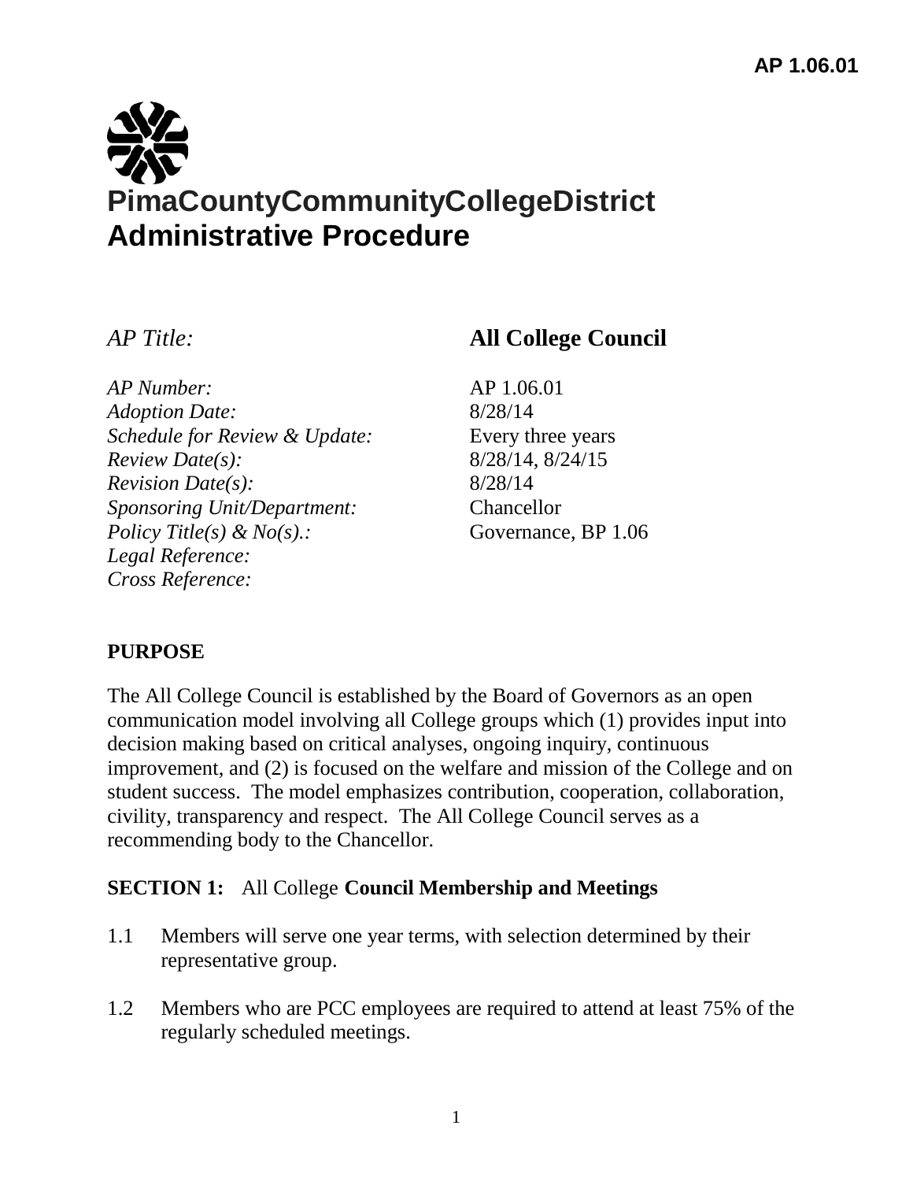AP 1.06.01

# PimaCountyCommunityCollegeDistrict
# Administrative Procedure

| | |
|---|---|
| *AP Title:* | **All College Council** |
| *AP Number:* | AP 1.06.01 |
| *Adoption Date:* | 8/28/14 |
| *Schedule for Review & Update:* | Every three years |
| *Review Date(s):* | 8/28/14, 8/24/15 |
| *Revision Date(s):* | 8/28/14 |
| *Sponsoring Unit/Department:* | Chancellor |
| *Policy Title(s) & No(s).:* | Governance, BP 1.06 |
| *Legal Reference:* | |
| *Cross Reference:* | |

## PURPOSE

The All College Council is established by the Board of Governors as an open communication model involving all College groups which (1) provides input into decision making based on critical analyses, ongoing inquiry, continuous improvement, and (2) is focused on the welfare and mission of the College and on student success. The model emphasizes contribution, cooperation, collaboration, civility, transparency and respect. The All College Council serves as a recommending body to the Chancellor.

## SECTION 1: All College Council Membership and Meetings

1.1 Members will serve one year terms, with selection determined by their representative group.

1.2 Members who are PCC employees are required to attend at least 75% of the regularly scheduled meetings.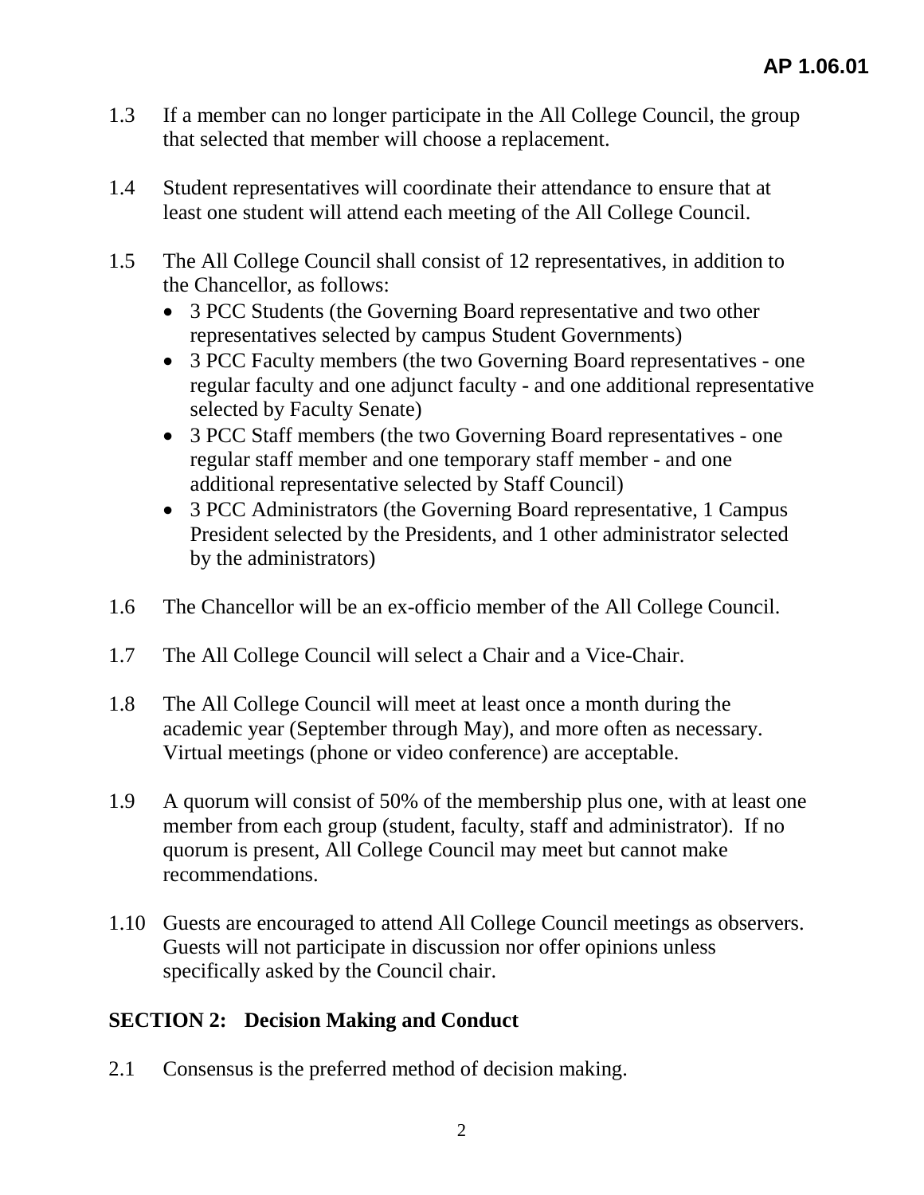1.3 If a member can no longer participate in the All College Council, the group that selected that member will choose a replacement.

1.4 Student representatives will coordinate their attendance to ensure that at least one student will attend each meeting of the All College Council.

1.5 The All College Council shall consist of 12 representatives, in addition to the Chancellor, as follows:

- 3 PCC Students (the Governing Board representative and two other representatives selected by campus Student Governments)
- 3 PCC Faculty members (the two Governing Board representatives - one regular faculty and one adjunct faculty - and one additional representative selected by Faculty Senate)
- 3 PCC Staff members (the two Governing Board representatives - one regular staff member and one temporary staff member - and one additional representative selected by Staff Council)
- 3 PCC Administrators (the Governing Board representative, 1 Campus President selected by the Presidents, and 1 other administrator selected by the administrators)

1.6 The Chancellor will be an ex-officio member of the All College Council.

1.7 The All College Council will select a Chair and a Vice-Chair.

1.8 The All College Council will meet at least once a month during the academic year (September through May), and more often as necessary. Virtual meetings (phone or video conference) are acceptable.

1.9 A quorum will consist of 50% of the membership plus one, with at least one member from each group (student, faculty, staff and administrator). If no quorum is present, All College Council may meet but cannot make recommendations.

1.10 Guests are encouraged to attend All College Council meetings as observers. Guests will not participate in discussion nor offer opinions unless specifically asked by the Council chair.

## SECTION 2: Decision Making and Conduct

2.1 Consensus is the preferred method of decision making.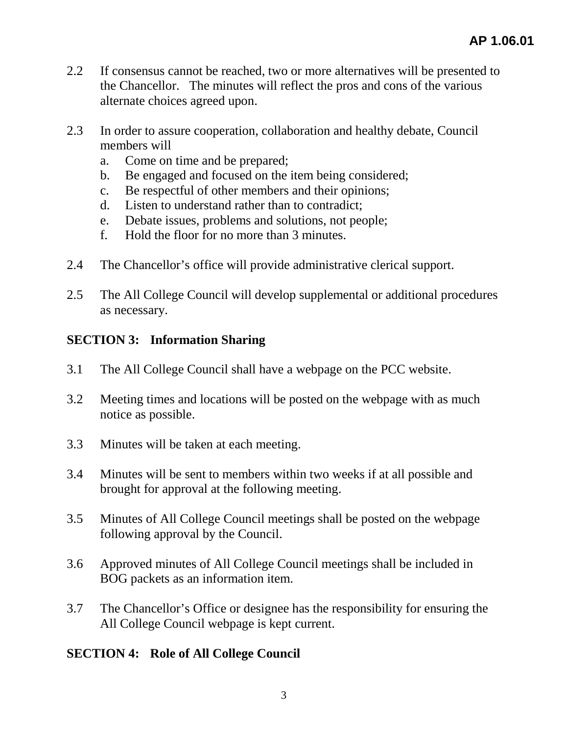2.2 If consensus cannot be reached, two or more alternatives will be presented to the Chancellor. The minutes will reflect the pros and cons of the various alternate choices agreed upon.

2.3 In order to assure cooperation, collaboration and healthy debate, Council members will

   a. Come on time and be prepared;
   b. Be engaged and focused on the item being considered;
   c. Be respectful of other members and their opinions;
   d. Listen to understand rather than to contradict;
   e. Debate issues, problems and solutions, not people;
   f. Hold the floor for no more than 3 minutes.

2.4 The Chancellor's office will provide administrative clerical support.

2.5 The All College Council will develop supplemental or additional procedures as necessary.

## SECTION 3: Information Sharing

3.1 The All College Council shall have a webpage on the PCC website.

3.2 Meeting times and locations will be posted on the webpage with as much notice as possible.

3.3 Minutes will be taken at each meeting.

3.4 Minutes will be sent to members within two weeks if at all possible and brought for approval at the following meeting.

3.5 Minutes of All College Council meetings shall be posted on the webpage following approval by the Council.

3.6 Approved minutes of All College Council meetings shall be included in BOG packets as an information item.

3.7 The Chancellor's Office or designee has the responsibility for ensuring the All College Council webpage is kept current.

## SECTION 4: Role of All College Council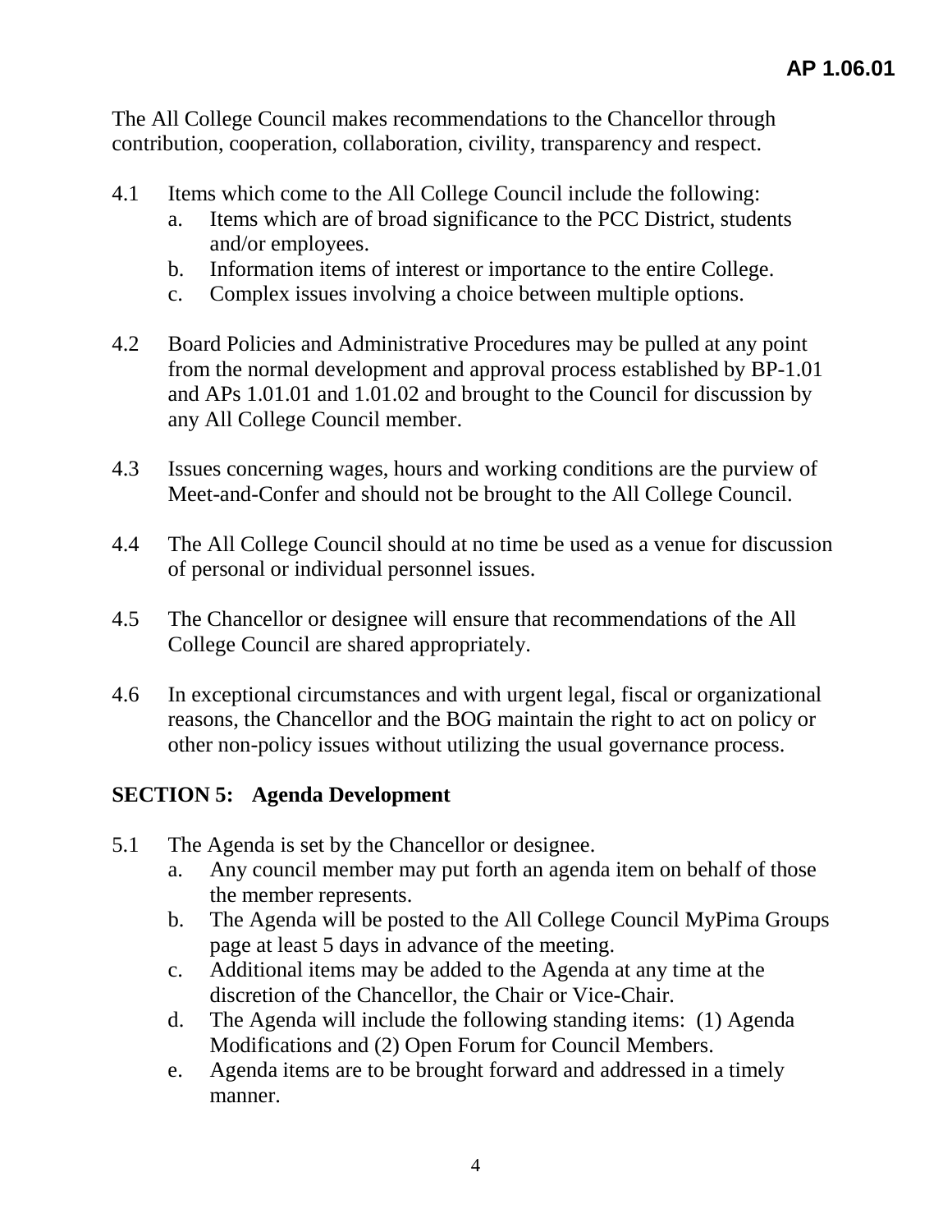The All College Council makes recommendations to the Chancellor through contribution, cooperation, collaboration, civility, transparency and respect.

4.1 Items which come to the All College Council include the following:
   a. Items which are of broad significance to the PCC District, students and/or employees.
   b. Information items of interest or importance to the entire College.
   c. Complex issues involving a choice between multiple options.

4.2 Board Policies and Administrative Procedures may be pulled at any point from the normal development and approval process established by BP-1.01 and APs 1.01.01 and 1.01.02 and brought to the Council for discussion by any All College Council member.

4.3 Issues concerning wages, hours and working conditions are the purview of Meet-and-Confer and should not be brought to the All College Council.

4.4 The All College Council should at no time be used as a venue for discussion of personal or individual personnel issues.

4.5 The Chancellor or designee will ensure that recommendations of the All College Council are shared appropriately.

4.6 In exceptional circumstances and with urgent legal, fiscal or organizational reasons, the Chancellor and the BOG maintain the right to act on policy or other non-policy issues without utilizing the usual governance process.

## SECTION 5: Agenda Development

5.1 The Agenda is set by the Chancellor or designee.
   a. Any council member may put forth an agenda item on behalf of those the member represents.
   b. The Agenda will be posted to the All College Council MyPima Groups page at least 5 days in advance of the meeting.
   c. Additional items may be added to the Agenda at any time at the discretion of the Chancellor, the Chair or Vice-Chair.
   d. The Agenda will include the following standing items: (1) Agenda Modifications and (2) Open Forum for Council Members.
   e. Agenda items are to be brought forward and addressed in a timely manner.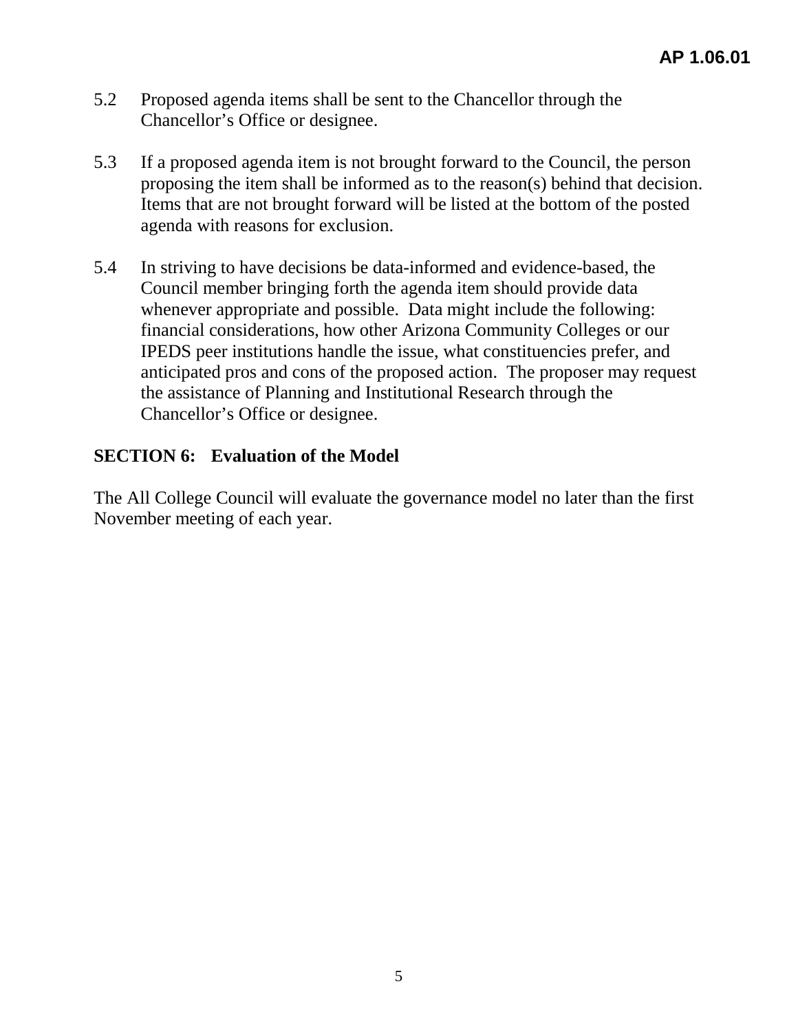5.2 Proposed agenda items shall be sent to the Chancellor through the Chancellor's Office or designee.

5.3 If a proposed agenda item is not brought forward to the Council, the person proposing the item shall be informed as to the reason(s) behind that decision. Items that are not brought forward will be listed at the bottom of the posted agenda with reasons for exclusion.

5.4 In striving to have decisions be data-informed and evidence-based, the Council member bringing forth the agenda item should provide data whenever appropriate and possible. Data might include the following: financial considerations, how other Arizona Community Colleges or our IPEDS peer institutions handle the issue, what constituencies prefer, and anticipated pros and cons of the proposed action. The proposer may request the assistance of Planning and Institutional Research through the Chancellor's Office or designee.

## SECTION 6: Evaluation of the Model

The All College Council will evaluate the governance model no later than the first November meeting of each year.